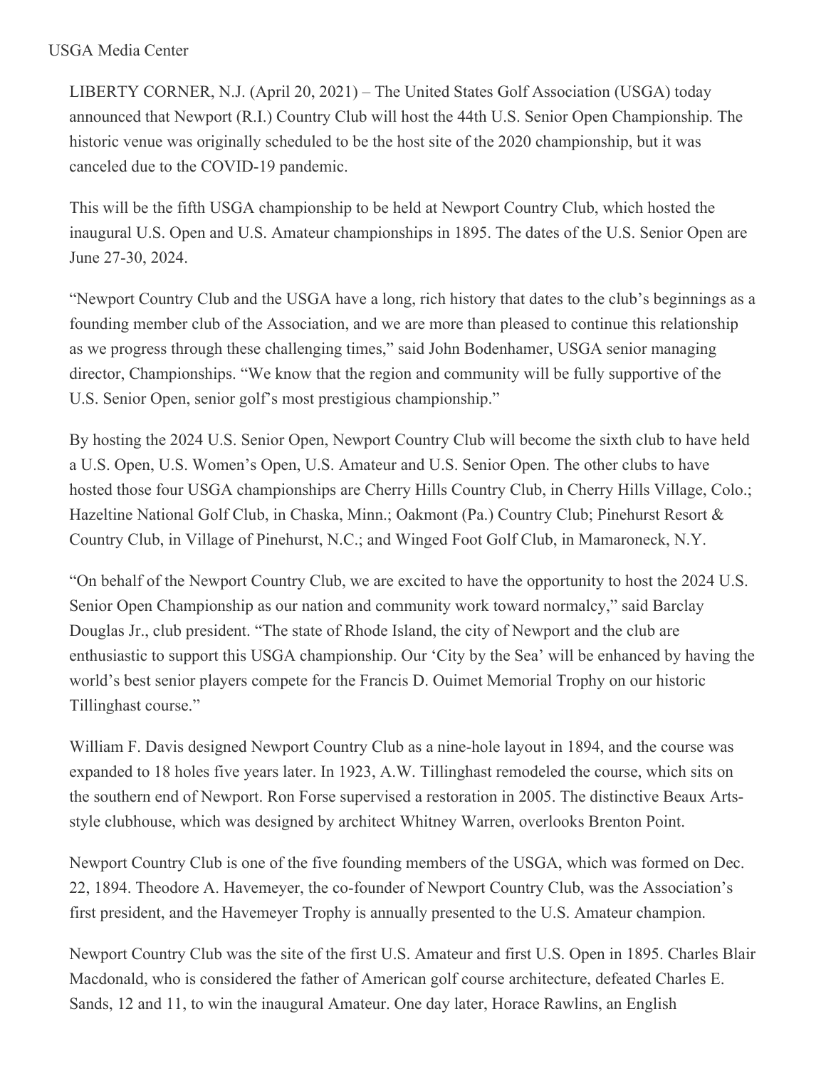USGA Media Center

LIBERTY CORNER, N.J. (April 20, 2021) – The United States Golf Association (USGA) today announced that Newport (R.I.) Country Club will host the 44th U.S. Senior Open Championship. The historic venue was originally scheduled to be the host site of the 2020 championship, but it was canceled due to the COVID-19 pandemic.

This will be the fifth USGA championship to be held at Newport Country Club, which hosted the inaugural U.S. Open and U.S. Amateur championships in 1895. The dates of the U.S. Senior Open are June 27-30, 2024.

“Newport Country Club and the USGA have a long, rich history that dates to the club’s beginnings as a founding member club of the Association, and we are more than pleased to continue this relationship as we progress through these challenging times,” said John Bodenhamer, USGA senior managing director, Championships. “We know that the region and community will be fully supportive of the U.S. Senior Open, senior golf’s most prestigious championship.”

By hosting the 2024 U.S. Senior Open, Newport Country Club will become the sixth club to have held a U.S. Open, U.S. Women’s Open, U.S. Amateur and U.S. Senior Open. The other clubs to have hosted those four USGA championships are Cherry Hills Country Club, in Cherry Hills Village, Colo.; Hazeltine National Golf Club, in Chaska, Minn.; Oakmont (Pa.) Country Club; Pinehurst Resort & Country Club, in Village of Pinehurst, N.C.; and Winged Foot Golf Club, in Mamaroneck, N.Y.

“On behalf of the Newport Country Club, we are excited to have the opportunity to host the 2024 U.S. Senior Open Championship as our nation and community work toward normalcy,” said Barclay Douglas Jr., club president. “The state of Rhode Island, the city of Newport and the club are enthusiastic to support this USGA championship. Our ‘City by the Sea’ will be enhanced by having the world’s best senior players compete for the Francis D. Ouimet Memorial Trophy on our historic Tillinghast course.”

William F. Davis designed Newport Country Club as a nine-hole layout in 1894, and the course was expanded to 18 holes five years later. In 1923, A.W. Tillinghast remodeled the course, which sits on the southern end of Newport. Ron Forse supervised a restoration in 2005. The distinctive Beaux Arts-style clubhouse, which was designed by architect Whitney Warren, overlooks Brenton Point.

Newport Country Club is one of the five founding members of the USGA, which was formed on Dec. 22, 1894. Theodore A. Havemeyer, the co-founder of Newport Country Club, was the Association’s first president, and the Havemeyer Trophy is annually presented to the U.S. Amateur champion.

Newport Country Club was the site of the first U.S. Amateur and first U.S. Open in 1895. Charles Blair Macdonald, who is considered the father of American golf course architecture, defeated Charles E. Sands, 12 and 11, to win the inaugural Amateur. One day later, Horace Rawlins, an English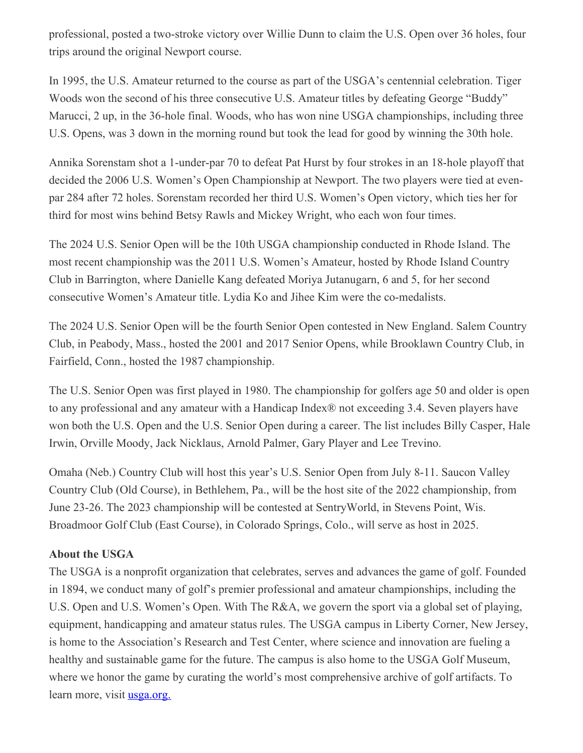professional, posted a two-stroke victory over Willie Dunn to claim the U.S. Open over 36 holes, four trips around the original Newport course.

In 1995, the U.S. Amateur returned to the course as part of the USGA's centennial celebration. Tiger Woods won the second of his three consecutive U.S. Amateur titles by defeating George "Buddy" Marucci, 2 up, in the 36-hole final. Woods, who has won nine USGA championships, including three U.S. Opens, was 3 down in the morning round but took the lead for good by winning the 30th hole.

Annika Sorenstam shot a 1-under-par 70 to defeat Pat Hurst by four strokes in an 18-hole playoff that decided the 2006 U.S. Women's Open Championship at Newport. The two players were tied at even-par 284 after 72 holes. Sorenstam recorded her third U.S. Women's Open victory, which ties her for third for most wins behind Betsy Rawls and Mickey Wright, who each won four times.

The 2024 U.S. Senior Open will be the 10th USGA championship conducted in Rhode Island. The most recent championship was the 2011 U.S. Women's Amateur, hosted by Rhode Island Country Club in Barrington, where Danielle Kang defeated Moriya Jutanugarn, 6 and 5, for her second consecutive Women's Amateur title. Lydia Ko and Jihee Kim were the co-medalists.

The 2024 U.S. Senior Open will be the fourth Senior Open contested in New England. Salem Country Club, in Peabody, Mass., hosted the 2001 and 2017 Senior Opens, while Brooklawn Country Club, in Fairfield, Conn., hosted the 1987 championship.

The U.S. Senior Open was first played in 1980. The championship for golfers age 50 and older is open to any professional and any amateur with a Handicap Index® not exceeding 3.4. Seven players have won both the U.S. Open and the U.S. Senior Open during a career. The list includes Billy Casper, Hale Irwin, Orville Moody, Jack Nicklaus, Arnold Palmer, Gary Player and Lee Trevino.

Omaha (Neb.) Country Club will host this year's U.S. Senior Open from July 8-11. Saucon Valley Country Club (Old Course), in Bethlehem, Pa., will be the host site of the 2022 championship, from June 23-26. The 2023 championship will be contested at SentryWorld, in Stevens Point, Wis. Broadmoor Golf Club (East Course), in Colorado Springs, Colo., will serve as host in 2025.

**About the USGA**

The USGA is a nonprofit organization that celebrates, serves and advances the game of golf. Founded in 1894, we conduct many of golf's premier professional and amateur championships, including the U.S. Open and U.S. Women's Open. With The R&A, we govern the sport via a global set of playing, equipment, handicapping and amateur status rules. The USGA campus in Liberty Corner, New Jersey, is home to the Association's Research and Test Center, where science and innovation are fueling a healthy and sustainable game for the future. The campus is also home to the USGA Golf Museum, where we honor the game by curating the world's most comprehensive archive of golf artifacts. To learn more, visit [usga.org.](usga.org)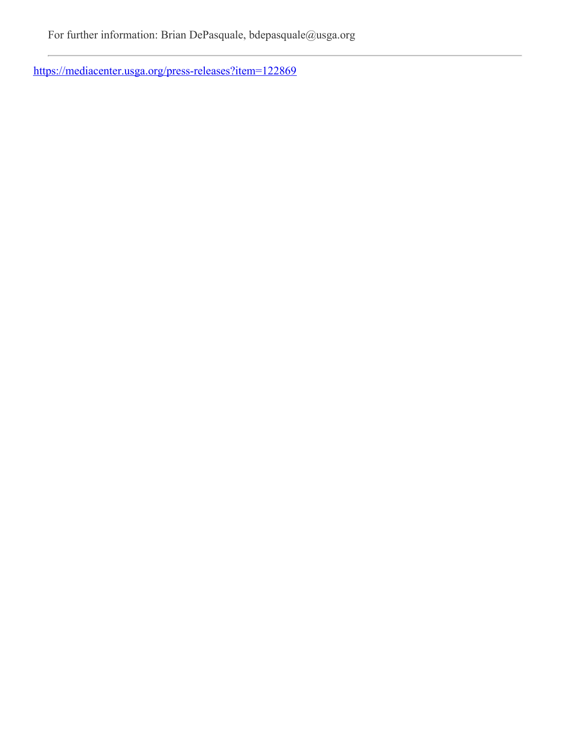For further information: Brian DePasquale, bdepasquale@usga.org

---

https://mediacenter.usga.org/press-releases?item=122869